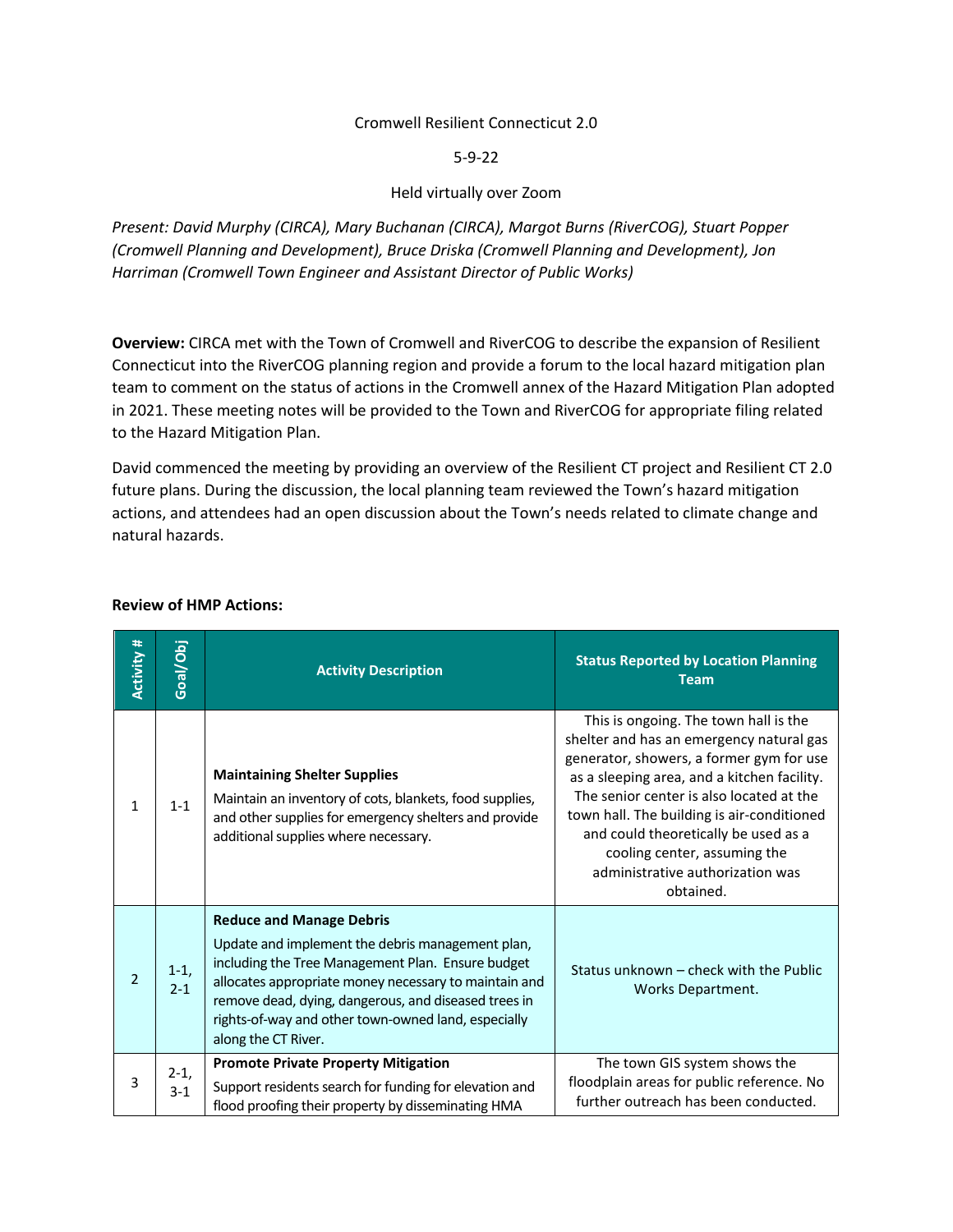Cromwell Resilient Connecticut 2.0

5-9-22

Held virtually over Zoom

*Present: David Murphy (CIRCA), Mary Buchanan (CIRCA), Margot Burns (RiverCOG), Stuart Popper (Cromwell Planning and Development), Bruce Driska (Cromwell Planning and Development), Jon Harriman (Cromwell Town Engineer and Assistant Director of Public Works)*

**Overview:** CIRCA met with the Town of Cromwell and RiverCOG to describe the expansion of Resilient Connecticut into the RiverCOG planning region and provide a forum to the local hazard mitigation plan team to comment on the status of actions in the Cromwell annex of the Hazard Mitigation Plan adopted in 2021. These meeting notes will be provided to the Town and RiverCOG for appropriate filing related to the Hazard Mitigation Plan.

David commenced the meeting by providing an overview of the Resilient CT project and Resilient CT 2.0 future plans. During the discussion, the local planning team reviewed the Town's hazard mitigation actions, and attendees had an open discussion about the Town's needs related to climate change and natural hazards.

**Review of HMP Actions:**

| Activity # | Goal/Obj | Activity Description | Status Reported by Location Planning Team |
|---|---|---|---|
| 1 | 1-1 | **Maintaining Shelter Supplies** Maintain an inventory of cots, blankets, food supplies, and other supplies for emergency shelters and provide additional supplies where necessary. | This is ongoing. The town hall is the shelter and has an emergency natural gas generator, showers, a former gym for use as a sleeping area, and a kitchen facility. The senior center is also located at the town hall. The building is air-conditioned and could theoretically be used as a cooling center, assuming the administrative authorization was obtained. |
| 2 | 1-1, 2-1 | **Reduce and Manage Debris** Update and implement the debris management plan, including the Tree Management Plan. Ensure budget allocates appropriate money necessary to maintain and remove dead, dying, dangerous, and diseased trees in rights-of-way and other town-owned land, especially along the CT River. | Status unknown – check with the Public Works Department. |
| 3 | 2-1, 3-1 | **Promote Private Property Mitigation** Support residents search for funding for elevation and flood proofing their property by disseminating HMA | The town GIS system shows the floodplain areas for public reference. No further outreach has been conducted. |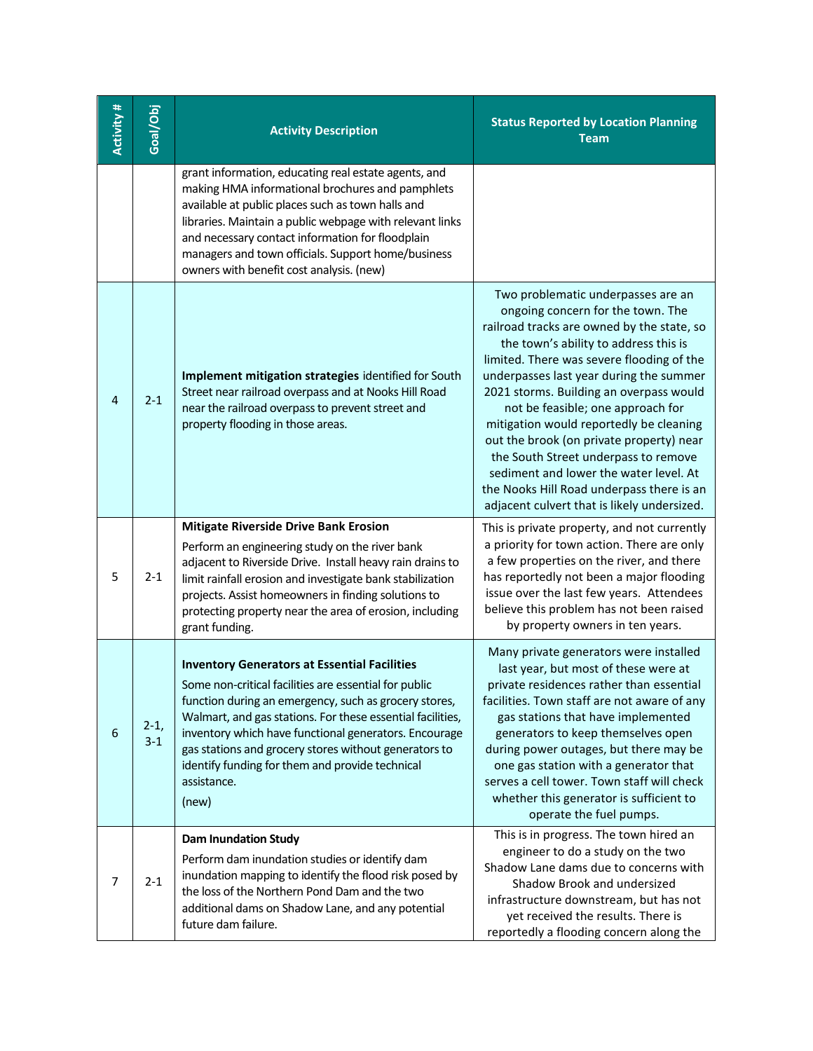| Activity # | Goal/Obj | Activity Description | Status Reported by Location Planning Team |
|---|---|---|---|
| | | grant information, educating real estate agents, and making HMA informational brochures and pamphlets available at public places such as town halls and libraries. Maintain a public webpage with relevant links and necessary contact information for floodplain managers and town officials. Support home/business owners with benefit cost analysis. (new) | |
| 4 | 2-1 | **Implement mitigation strategies** identified for South Street near railroad overpass and at Nooks Hill Road near the railroad overpass to prevent street and property flooding in those areas. | Two problematic underpasses are an ongoing concern for the town. The railroad tracks are owned by the state, so the town's ability to address this is limited. There was severe flooding of the underpasses last year during the summer 2021 storms. Building an overpass would not be feasible; one approach for mitigation would reportedly be cleaning out the brook (on private property) near the South Street underpass to remove sediment and lower the water level. At the Nooks Hill Road underpass there is an adjacent culvert that is likely undersized. |
| 5 | 2-1 | **Mitigate Riverside Drive Bank Erosion**<br>Perform an engineering study on the river bank adjacent to Riverside Drive. Install heavy rain drains to limit rainfall erosion and investigate bank stabilization projects. Assist homeowners in finding solutions to protecting property near the area of erosion, including grant funding. | This is private property, and not currently a priority for town action. There are only a few properties on the river, and there has reportedly not been a major flooding issue over the last few years. Attendees believe this problem has not been raised by property owners in ten years. |
| 6 | 2-1, 3-1 | **Inventory Generators at Essential Facilities**<br>Some non-critical facilities are essential for public function during an emergency, such as grocery stores, Walmart, and gas stations. For these essential facilities, inventory which have functional generators. Encourage gas stations and grocery stores without generators to identify funding for them and provide technical assistance.<br>(new) | Many private generators were installed last year, but most of these were at private residences rather than essential facilities. Town staff are not aware of any gas stations that have implemented generators to keep themselves open during power outages, but there may be one gas station with a generator that serves a cell tower. Town staff will check whether this generator is sufficient to operate the fuel pumps. |
| 7 | 2-1 | **Dam Inundation Study**<br>Perform dam inundation studies or identify dam inundation mapping to identify the flood risk posed by the loss of the Northern Pond Dam and the two additional dams on Shadow Lane, and any potential future dam failure. | This is in progress. The town hired an engineer to do a study on the two Shadow Lane dams due to concerns with Shadow Brook and undersized infrastructure downstream, but has not yet received the results. There is reportedly a flooding concern along the |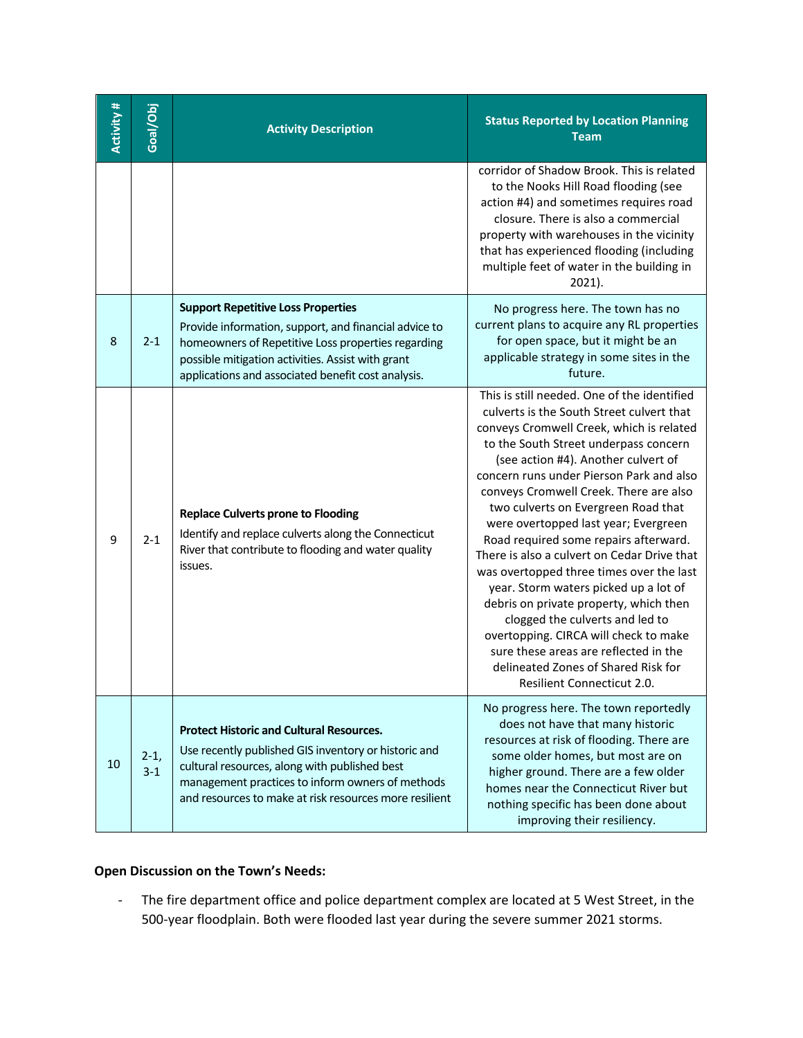| Activity # | Goal/Obj | Activity Description | Status Reported by Location Planning Team |
|---|---|---|---|
| | | | corridor of Shadow Brook. This is related to the Nooks Hill Road flooding (see action #4) and sometimes requires road closure. There is also a commercial property with warehouses in the vicinity that has experienced flooding (including multiple feet of water in the building in 2021). |
| 8 | 2-1 | **Support Repetitive Loss Properties** Provide information, support, and financial advice to homeowners of Repetitive Loss properties regarding possible mitigation activities. Assist with grant applications and associated benefit cost analysis. | No progress here. The town has no current plans to acquire any RL properties for open space, but it might be an applicable strategy in some sites in the future. |
| 9 | 2-1 | **Replace Culverts prone to Flooding** Identify and replace culverts along the Connecticut River that contribute to flooding and water quality issues. | This is still needed. One of the identified culverts is the South Street culvert that conveys Cromwell Creek, which is related to the South Street underpass concern (see action #4). Another culvert of concern runs under Pierson Park and also conveys Cromwell Creek. There are also two culverts on Evergreen Road that were overtopped last year; Evergreen Road required some repairs afterward. There is also a culvert on Cedar Drive that was overtopped three times over the last year. Storm waters picked up a lot of debris on private property, which then clogged the culverts and led to overtopping. CIRCA will check to make sure these areas are reflected in the delineated Zones of Shared Risk for Resilient Connecticut 2.0. |
| 10 | 2-1, 3-1 | **Protect Historic and Cultural Resources.** Use recently published GIS inventory or historic and cultural resources, along with published best management practices to inform owners of methods and resources to make at risk resources more resilient | No progress here. The town reportedly does not have that many historic resources at risk of flooding. There are some older homes, but most are on higher ground. There are a few older homes near the Connecticut River but nothing specific has been done about improving their resiliency. |

**Open Discussion on the Town's Needs:**

- The fire department office and police department complex are located at 5 West Street, in the 500-year floodplain. Both were flooded last year during the severe summer 2021 storms.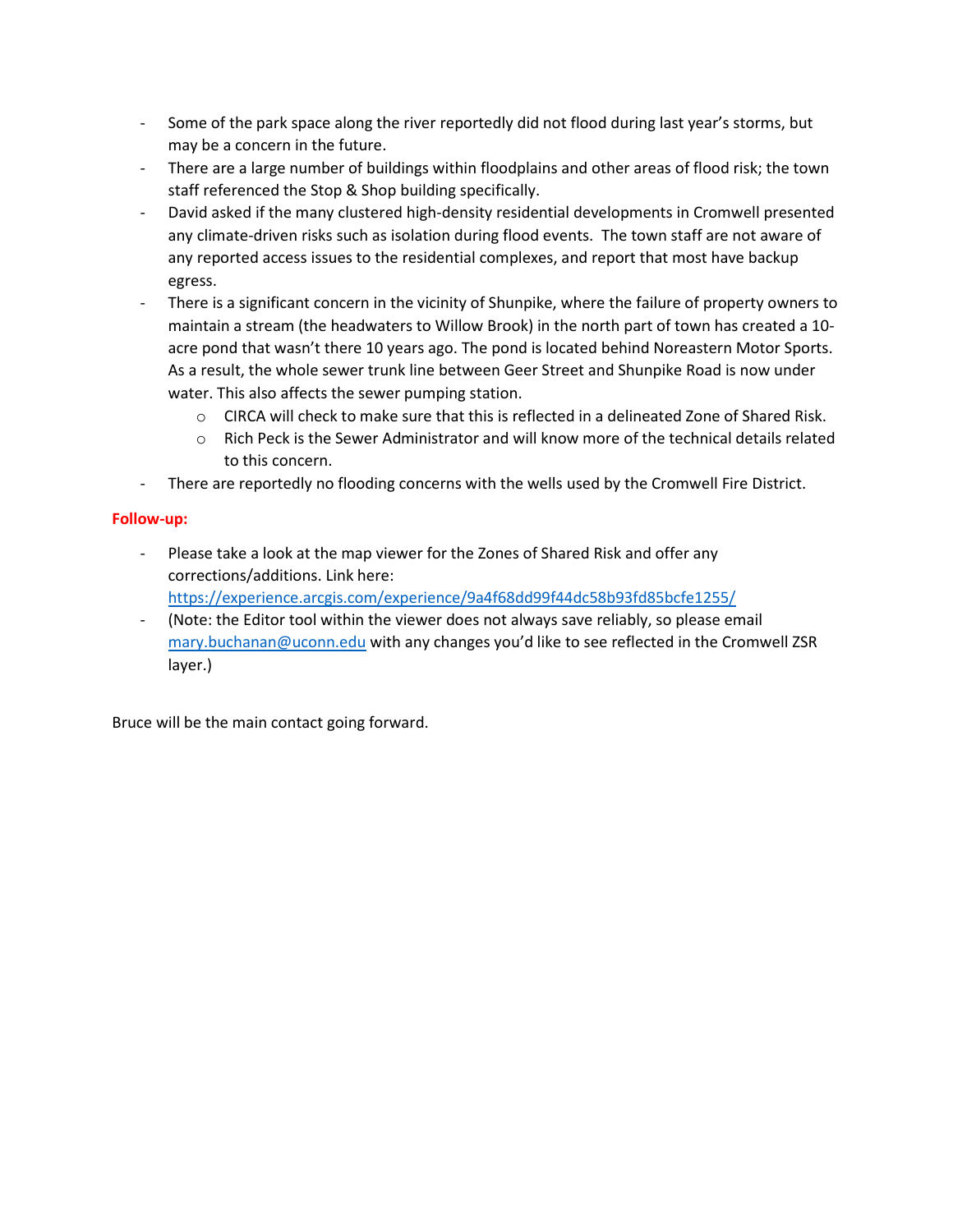- Some of the park space along the river reportedly did not flood during last year's storms, but may be a concern in the future.
- There are a large number of buildings within floodplains and other areas of flood risk; the town staff referenced the Stop & Shop building specifically.
- David asked if the many clustered high-density residential developments in Cromwell presented any climate-driven risks such as isolation during flood events. The town staff are not aware of any reported access issues to the residential complexes, and report that most have backup egress.
- There is a significant concern in the vicinity of Shunpike, where the failure of property owners to maintain a stream (the headwaters to Willow Brook) in the north part of town has created a 10-acre pond that wasn't there 10 years ago. The pond is located behind Noreastern Motor Sports. As a result, the whole sewer trunk line between Geer Street and Shunpike Road is now under water. This also affects the sewer pumping station.
  - CIRCA will check to make sure that this is reflected in a delineated Zone of Shared Risk.
  - Rich Peck is the Sewer Administrator and will know more of the technical details related to this concern.
- There are reportedly no flooding concerns with the wells used by the Cromwell Fire District.

**Follow-up:**

- Please take a look at the map viewer for the Zones of Shared Risk and offer any corrections/additions. Link here: https://experience.arcgis.com/experience/9a4f68dd99f44dc58b93fd85bcfe1255/
- (Note: the Editor tool within the viewer does not always save reliably, so please email mary.buchanan@uconn.edu with any changes you'd like to see reflected in the Cromwell ZSR layer.)

Bruce will be the main contact going forward.